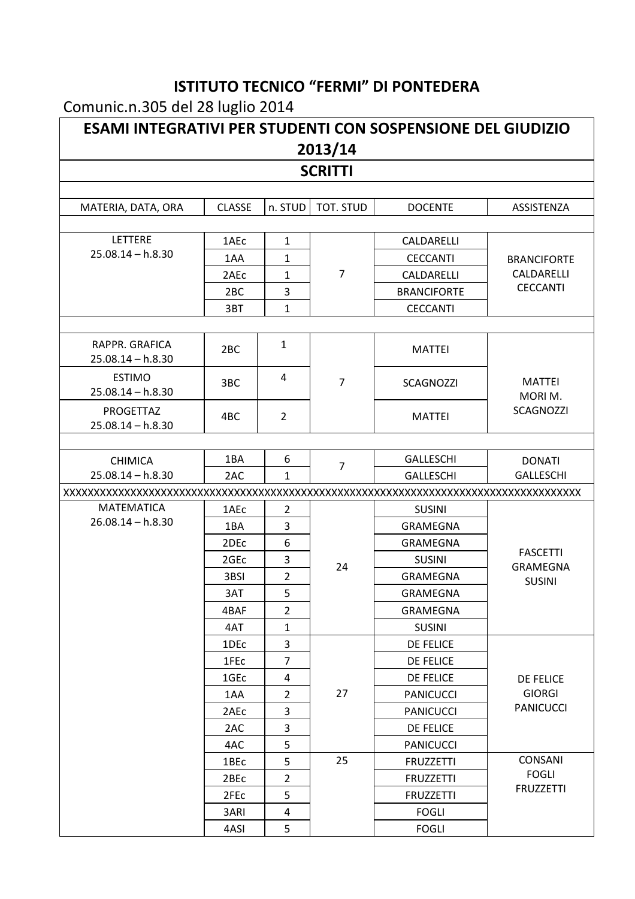## ISTITUTO TECNICO "FERMI" DI PONTEDERA

Comunic.n.305 del 28 luglio 2014

| ESAMI INTEGRATIVI PER STUDENTI CON SOSPENSIONE DEL GIUDIZIO 2013/14 | | | | | |
|---|---|---|---|---|---|
| **SCRITTI** | | | | | |
| MATERIA, DATA, ORA | CLASSE | n. STUD | TOT. STUD | DOCENTE | ASSISTENZA |
| LETTERE 25.08.14 – h.8.30 | 1AEc | 1 | 7 | CALDARELLI | BRANCIFORTE CALDARELLI CECCANTI |
| | 1AA | 1 | | CECCANTI | |
| | 2AEc | 1 | | CALDARELLI | |
| | 2BC | 3 | | BRANCIFORTE | |
| | 3BT | 1 | | CECCANTI | |
| RAPPR. GRAFICA 25.08.14 – h.8.30 | 2BC | 1 | 7 | MATTEI | MATTEI MORI M. SCAGNOZZI |
| ESTIMO 25.08.14 – h.8.30 | 3BC | 4 | | SCAGNOZZI | |
| PROGETTAZ 25.08.14 – h.8.30 | 4BC | 2 | | MATTEI | |
| CHIMICA 25.08.14 – h.8.30 | 1BA | 6 | 7 | GALLESCHI | DONATI GALLESCHI |
| | 2AC | 1 | | GALLESCHI | |
| XXXXXXXXXXXXXXXXXXXXXXXXXXXXXXXXXXXXXXXXXXXXXXXXXXXXXXXXXXXXXXXXXXXXXXXXXXXXXXXXX | | | | | |
| MATEMATICA 26.08.14 – h.8.30 | 1AEc | 2 | 24 | SUSINI | FASCETTI GRAMEGNA SUSINI |
| | 1BA | 3 | | GRAMEGNA | |
| | 2DEc | 6 | | GRAMEGNA | |
| | 2GEc | 3 | | SUSINI | |
| | 3BSI | 2 | | GRAMEGNA | |
| | 3AT | 5 | | GRAMEGNA | |
| | 4BAF | 2 | | GRAMEGNA | |
| | 4AT | 1 | | SUSINI | |
| | 1DEc | 3 | 27 | DE FELICE | DE FELICE GIORGI PANICUCCI |
| | 1FEc | 7 | | DE FELICE | |
| | 1GEc | 4 | | DE FELICE | |
| | 1AA | 2 | | PANICUCCI | |
| | 2AEc | 3 | | PANICUCCI | |
| | 2AC | 3 | | DE FELICE | |
| | 4AC | 5 | | PANICUCCI | |
| | 1BEc | 5 | 25 | FRUZZETTI | CONSANI FOGLI FRUZZETTI |
| | 2BEc | 2 | | FRUZZETTI | |
| | 2FEc | 5 | | FRUZZETTI | |
| | 3ARI | 4 | | FOGLI | |
| | 4ASI | 5 | | FOGLI | |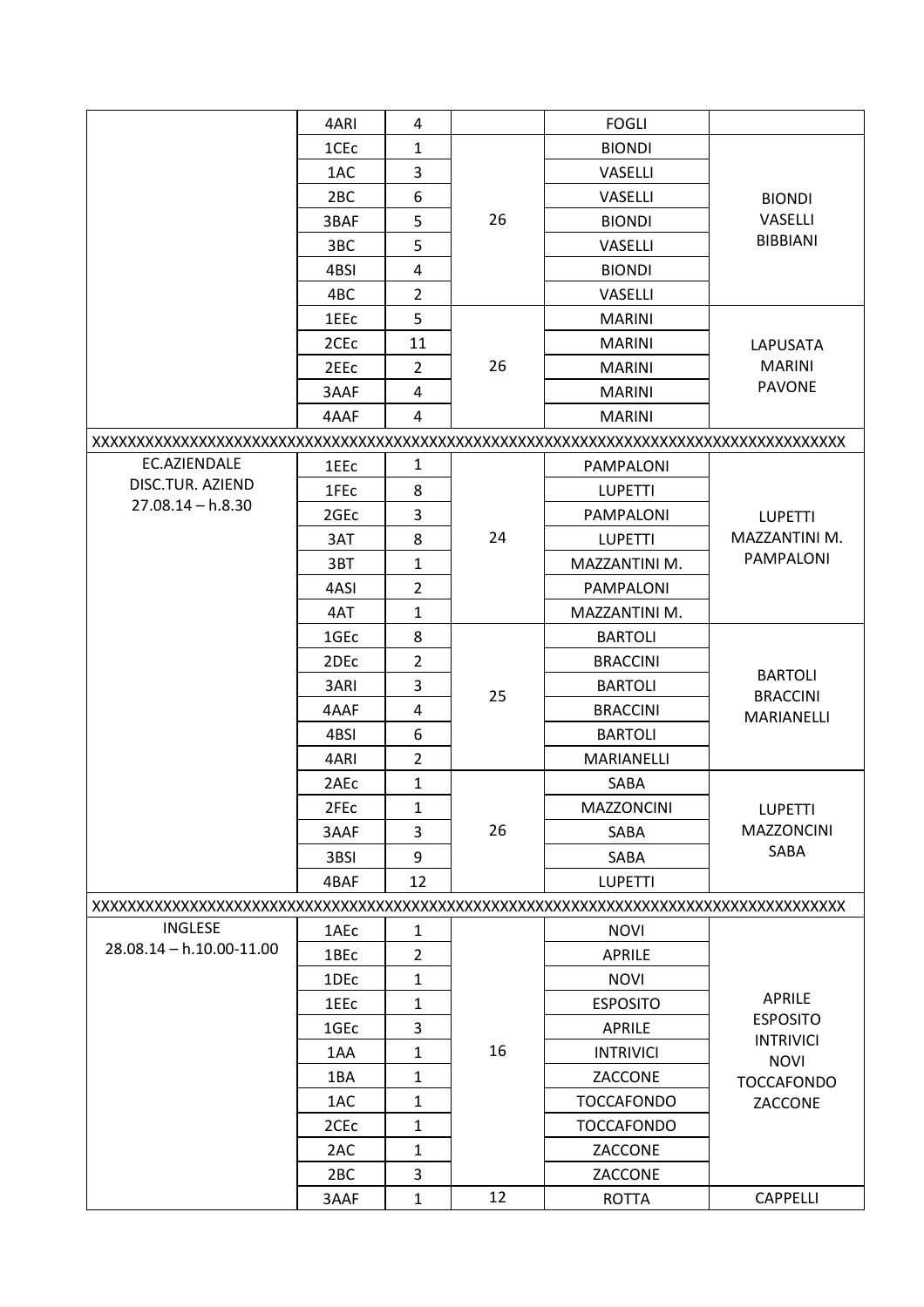|  |  |  |  |  |  |
|---|---|---|---|---|---|
|  | 4ARI | 4 |  | FOGLI |  |
|  | 1CEc | 1 | 26 | BIONDI | BIONDI VASELLI BIBBIANI |
|  | 1AC | 3 |  | VASELLI |  |
|  | 2BC | 6 |  | VASELLI |  |
|  | 3BAF | 5 |  | BIONDI |  |
|  | 3BC | 5 |  | VASELLI |  |
|  | 4BSI | 4 |  | BIONDI |  |
|  | 4BC | 2 |  | VASELLI |  |
|  | 1EEc | 5 | 26 | MARINI | LAPUSATA MARINI PAVONE |
|  | 2CEc | 11 |  | MARINI |  |
|  | 2EEc | 2 |  | MARINI |  |
|  | 3AAF | 4 |  | MARINI |  |
|  | 4AAF | 4 |  | MARINI |  |
| XXXXXXXXXXXXXXXXXXXXXXXXXXXXXXXXXXXXXXXXXXXXXXXXXXXXXXXXXXXXXXXXXXXXXXXXXXXXXXXX |  |  |  |  |  |
| EC.AZIENDALE DISC.TUR. AZIEND 27.08.14 – h.8.30 | 1EEc | 1 | 24 | PAMPALONI | LUPETTI MAZZANTINI M. PAMPALONI |
|  | 1FEc | 8 |  | LUPETTI |  |
|  | 2GEc | 3 |  | PAMPALONI |  |
|  | 3AT | 8 |  | LUPETTI |  |
|  | 3BT | 1 |  | MAZZANTINI M. |  |
|  | 4ASI | 2 |  | PAMPALONI |  |
|  | 4AT | 1 |  | MAZZANTINI M. |  |
|  | 1GEc | 8 | 25 | BARTOLI | BARTOLI BRACCINI MARIANELLI |
|  | 2DEc | 2 |  | BRACCINI |  |
|  | 3ARI | 3 |  | BARTOLI |  |
|  | 4AAF | 4 |  | BRACCINI |  |
|  | 4BSI | 6 |  | BARTOLI |  |
|  | 4ARI | 2 |  | MARIANELLI |  |
|  | 2AEc | 1 | 26 | SABA | LUPETTI MAZZONCINI SABA |
|  | 2FEc | 1 |  | MAZZONCINI |  |
|  | 3AAF | 3 |  | SABA |  |
|  | 3BSI | 9 |  | SABA |  |
|  | 4BAF | 12 |  | LUPETTI |  |
| XXXXXXXXXXXXXXXXXXXXXXXXXXXXXXXXXXXXXXXXXXXXXXXXXXXXXXXXXXXXXXXXXXXXXXXXXXXXXXXX |  |  |  |  |  |
| INGLESE 28.08.14 – h.10.00-11.00 | 1AEc | 1 | 16 | NOVI | APRILE ESPOSITO INTRIVICI NOVI TOCCAFONDO ZACCONE |
|  | 1BEc | 2 |  | APRILE |  |
|  | 1DEc | 1 |  | NOVI |  |
|  | 1EEc | 1 |  | ESPOSITO |  |
|  | 1GEc | 3 |  | APRILE |  |
|  | 1AA | 1 |  | INTRIVICI |  |
|  | 1BA | 1 |  | ZACCONE |  |
|  | 1AC | 1 |  | TOCCAFONDO |  |
|  | 2CEc | 1 |  | TOCCAFONDO |  |
|  | 2AC | 1 |  | ZACCONE |  |
|  | 2BC | 3 |  | ZACCONE |  |
|  | 3AAF | 1 | 12 | ROTTA | CAPPELLI |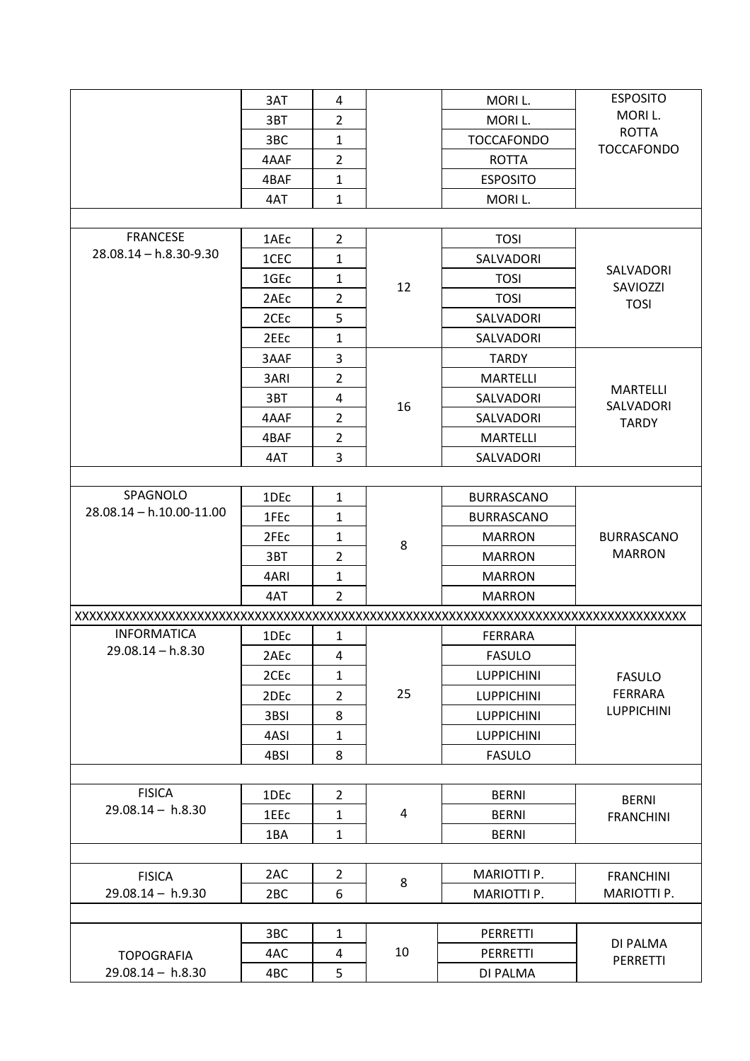|  |  |  |  |  |  |
|---|---|---|---|---|---|
|  | 3AT | 4 |  | MORI L. | ESPOSITO MORI L. ROTTA TOCCAFONDO |
|  | 3BT | 2 |  | MORI L. |  |
|  | 3BC | 1 |  | TOCCAFONDO |  |
|  | 4AAF | 2 |  | ROTTA |  |
|  | 4BAF | 1 |  | ESPOSITO |  |
|  | 4AT | 1 |  | MORI L. |  |
|  |  |  |  |  |  |
| FRANCESE 28.08.14 – h.8.30-9.30 | 1AEc | 2 | 12 | TOSI | SALVADORI SAVIOZZI TOSI |
|  | 1CEC | 1 |  | SALVADORI |  |
|  | 1GEc | 1 |  | TOSI |  |
|  | 2AEc | 2 |  | TOSI |  |
|  | 2CEc | 5 |  | SALVADORI |  |
|  | 2EEc | 1 |  | SALVADORI |  |
|  | 3AAF | 3 | 16 | TARDY | MARTELLI SALVADORI TARDY |
|  | 3ARI | 2 |  | MARTELLI |  |
|  | 3BT | 4 |  | SALVADORI |  |
|  | 4AAF | 2 |  | SALVADORI |  |
|  | 4BAF | 2 |  | MARTELLI |  |
|  | 4AT | 3 |  | SALVADORI |  |
|  |  |  |  |  |  |
| SPAGNOLO 28.08.14 – h.10.00-11.00 | 1DEc | 1 | 8 | BURRASCANO | BURRASCANO MARRON |
|  | 1FEc | 1 |  | BURRASCANO |  |
|  | 2FEc | 1 |  | MARRON |  |
|  | 3BT | 2 |  | MARRON |  |
|  | 4ARI | 1 |  | MARRON |  |
|  | 4AT | 2 |  | MARRON |  |
| XXXXXXXXXXXXXXXXXXXXXXXXXXXXXXXXXXXXXXXXXXXXXXXXXXXXXXXXXXXXXXXXXXXXXXXXXXXXXXXX |  |  |  |  |  |
| INFORMATICA 29.08.14 – h.8.30 | 1DEc | 1 | 25 | FERRARA | FASULO FERRARA LUPPICHINI |
|  | 2AEc | 4 |  | FASULO |  |
|  | 2CEc | 1 |  | LUPPICHINI |  |
|  | 2DEc | 2 |  | LUPPICHINI |  |
|  | 3BSI | 8 |  | LUPPICHINI |  |
|  | 4ASI | 1 |  | LUPPICHINI |  |
|  | 4BSI | 8 |  | FASULO |  |
|  |  |  |  |  |  |
| FISICA 29.08.14 – h.8.30 | 1DEc | 2 | 4 | BERNI | BERNI FRANCHINI |
|  | 1EEc | 1 |  | BERNI |  |
|  | 1BA | 1 |  | BERNI |  |
|  |  |  |  |  |  |
| FISICA 29.08.14 – h.9.30 | 2AC | 2 | 8 | MARIOTTI P. | FRANCHINI MARIOTTI P. |
|  | 2BC | 6 |  | MARIOTTI P. |  |
|  |  |  |  |  |  |
| TOPOGRAFIA 29.08.14 – h.8.30 | 3BC | 1 | 10 | PERRETTI | DI PALMA PERRETTI |
|  | 4AC | 4 |  | PERRETTI |  |
|  | 4BC | 5 |  | DI PALMA |  |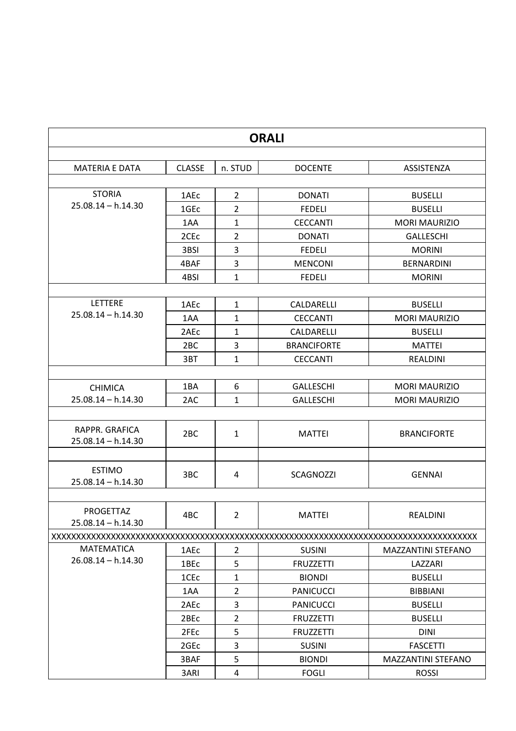| ORALI | | | | |
|---|---|---|---|---|
| MATERIA E DATA | CLASSE | n. STUD | DOCENTE | ASSISTENZA |
| STORIA 25.08.14 – h.14.30 | 1AEc | 2 | DONATI | BUSELLI |
| | 1GEc | 2 | FEDELI | BUSELLI |
| | 1AA | 1 | CECCANTI | MORI MAURIZIO |
| | 2CEc | 2 | DONATI | GALLESCHI |
| | 3BSI | 3 | FEDELI | MORINI |
| | 4BAF | 3 | MENCONI | BERNARDINI |
| | 4BSI | 1 | FEDELI | MORINI |
| LETTERE 25.08.14 – h.14.30 | 1AEc | 1 | CALDARELLI | BUSELLI |
| | 1AA | 1 | CECCANTI | MORI MAURIZIO |
| | 2AEc | 1 | CALDARELLI | BUSELLI |
| | 2BC | 3 | BRANCIFORTE | MATTEI |
| | 3BT | 1 | CECCANTI | REALDINI |
| CHIMICA 25.08.14 – h.14.30 | 1BA | 6 | GALLESCHI | MORI MAURIZIO |
| | 2AC | 1 | GALLESCHI | MORI MAURIZIO |
| RAPPR. GRAFICA 25.08.14 – h.14.30 | 2BC | 1 | MATTEI | BRANCIFORTE |
| ESTIMO 25.08.14 – h.14.30 | 3BC | 4 | SCAGNOZZI | GENNAI |
| PROGETTAZ 25.08.14 – h.14.30 | 4BC | 2 | MATTEI | REALDINI |
| XXXXXXXXXXXXXXXXXXXXXXXXXXXXXXXXXXXXXXXXXXXXXXXXXXXXXXXXXXXXXXXXXXXXXXXXXXXXXXXXXXXXXXX | | | | |
| MATEMATICA 26.08.14 – h.14.30 | 1AEc | 2 | SUSINI | MAZZANTINI STEFANO |
| | 1BEc | 5 | FRUZZETTI | LAZZARI |
| | 1CEc | 1 | BIONDI | BUSELLI |
| | 1AA | 2 | PANICUCCI | BIBBIANI |
| | 2AEc | 3 | PANICUCCI | BUSELLI |
| | 2BEc | 2 | FRUZZETTI | BUSELLI |
| | 2FEc | 5 | FRUZZETTI | DINI |
| | 2GEc | 3 | SUSINI | FASCETTI |
| | 3BAF | 5 | BIONDI | MAZZANTINI STEFANO |
| | 3ARI | 4 | FOGLI | ROSSI |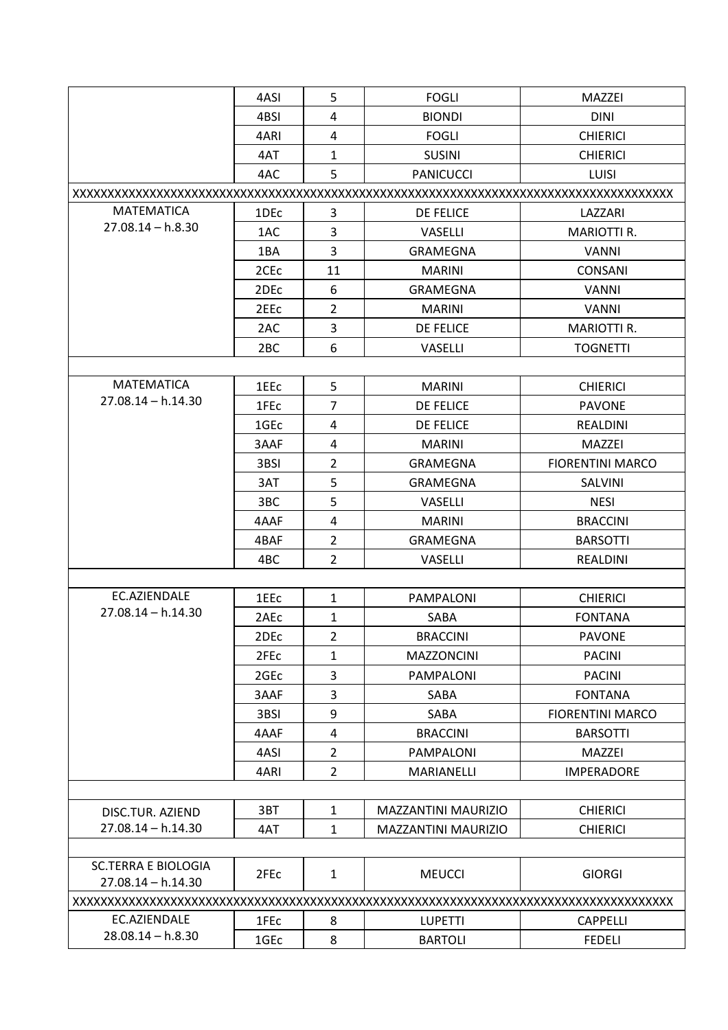| | | | | |
|---|---|---|---|---|
| | 4ASI | 5 | FOGLI | MAZZEI |
| | 4BSI | 4 | BIONDI | DINI |
| | 4ARI | 4 | FOGLI | CHIERICI |
| | 4AT | 1 | SUSINI | CHIERICI |
| | 4AC | 5 | PANICUCCI | LUISI |
| XXXXXXXXXXXXXXXXXXXXXXXXXXXXXXXXXXXXXXXXXXXXXXXXXXXXXXXXXXXXXXXXXXXXXXXXXXXXXXXXXX | | | | |
| MATEMATICA 27.08.14 – h.8.30 | 1DEc | 3 | DE FELICE | LAZZARI |
| | 1AC | 3 | VASELLI | MARIOTTI R. |
| | 1BA | 3 | GRAMEGNA | VANNI |
| | 2CEc | 11 | MARINI | CONSANI |
| | 2DEc | 6 | GRAMEGNA | VANNI |
| | 2EEc | 2 | MARINI | VANNI |
| | 2AC | 3 | DE FELICE | MARIOTTI R. |
| | 2BC | 6 | VASELLI | TOGNETTI |
| | | | | |
| MATEMATICA 27.08.14 – h.14.30 | 1EEc | 5 | MARINI | CHIERICI |
| | 1FEc | 7 | DE FELICE | PAVONE |
| | 1GEc | 4 | DE FELICE | REALDINI |
| | 3AAF | 4 | MARINI | MAZZEI |
| | 3BSI | 2 | GRAMEGNA | FIORENTINI MARCO |
| | 3AT | 5 | GRAMEGNA | SALVINI |
| | 3BC | 5 | VASELLI | NESI |
| | 4AAF | 4 | MARINI | BRACCINI |
| | 4BAF | 2 | GRAMEGNA | BARSOTTI |
| | 4BC | 2 | VASELLI | REALDINI |
| | | | | |
| EC.AZIENDALE 27.08.14 – h.14.30 | 1EEc | 1 | PAMPALONI | CHIERICI |
| | 2AEc | 1 | SABA | FONTANA |
| | 2DEc | 2 | BRACCINI | PAVONE |
| | 2FEc | 1 | MAZZONCINI | PACINI |
| | 2GEc | 3 | PAMPALONI | PACINI |
| | 3AAF | 3 | SABA | FONTANA |
| | 3BSI | 9 | SABA | FIORENTINI MARCO |
| | 4AAF | 4 | BRACCINI | BARSOTTI |
| | 4ASI | 2 | PAMPALONI | MAZZEI |
| | 4ARI | 2 | MARIANELLI | IMPERADORE |
| | | | | |
| DISC.TUR. AZIEND 27.08.14 – h.14.30 | 3BT | 1 | MAZZANTINI MAURIZIO | CHIERICI |
| | 4AT | 1 | MAZZANTINI MAURIZIO | CHIERICI |
| | | | | |
| SC.TERRA E BIOLOGIA 27.08.14 – h.14.30 | 2FEc | 1 | MEUCCI | GIORGI |
| XXXXXXXXXXXXXXXXXXXXXXXXXXXXXXXXXXXXXXXXXXXXXXXXXXXXXXXXXXXXXXXXXXXXXXXXXXXXXXXXXX | | | | |
| EC.AZIENDALE 28.08.14 – h.8.30 | 1FEc | 8 | LUPETTI | CAPPELLI |
| | 1GEc | 8 | BARTOLI | FEDELI |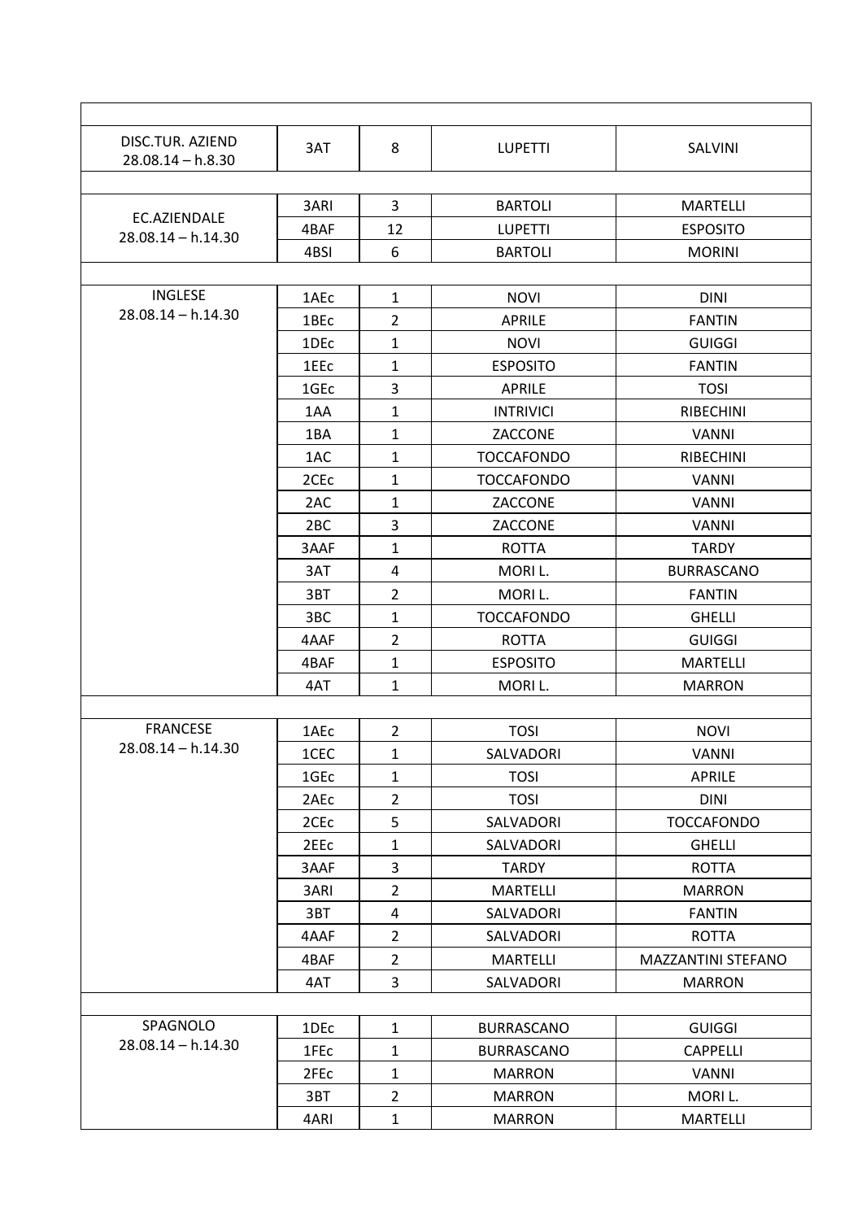| | | | | |
|---|---|---|---|---|
| DISC.TUR. AZIEND 28.08.14 – h.8.30 | 3AT | 8 | LUPETTI | SALVINI |
| | | | | |
| EC.AZIENDALE 28.08.14 – h.14.30 | 3ARI | 3 | BARTOLI | MARTELLI |
| | 4BAF | 12 | LUPETTI | ESPOSITO |
| | 4BSI | 6 | BARTOLI | MORINI |
| | | | | |
| INGLESE 28.08.14 – h.14.30 | 1AEc | 1 | NOVI | DINI |
| | 1BEc | 2 | APRILE | FANTIN |
| | 1DEc | 1 | NOVI | GUIGGI |
| | 1EEc | 1 | ESPOSITO | FANTIN |
| | 1GEc | 3 | APRILE | TOSI |
| | 1AA | 1 | INTRIVICI | RIBECHINI |
| | 1BA | 1 | ZACCONE | VANNI |
| | 1AC | 1 | TOCCAFONDO | RIBECHINI |
| | 2CEc | 1 | TOCCAFONDO | VANNI |
| | 2AC | 1 | ZACCONE | VANNI |
| | 2BC | 3 | ZACCONE | VANNI |
| | 3AAF | 1 | ROTTA | TARDY |
| | 3AT | 4 | MORI L. | BURRASCANO |
| | 3BT | 2 | MORI L. | FANTIN |
| | 3BC | 1 | TOCCAFONDO | GHELLI |
| | 4AAF | 2 | ROTTA | GUIGGI |
| | 4BAF | 1 | ESPOSITO | MARTELLI |
| | 4AT | 1 | MORI L. | MARRON |
| | | | | |
| FRANCESE 28.08.14 – h.14.30 | 1AEc | 2 | TOSI | NOVI |
| | 1CEC | 1 | SALVADORI | VANNI |
| | 1GEc | 1 | TOSI | APRILE |
| | 2AEc | 2 | TOSI | DINI |
| | 2CEc | 5 | SALVADORI | TOCCAFONDO |
| | 2EEc | 1 | SALVADORI | GHELLI |
| | 3AAF | 3 | TARDY | ROTTA |
| | 3ARI | 2 | MARTELLI | MARRON |
| | 3BT | 4 | SALVADORI | FANTIN |
| | 4AAF | 2 | SALVADORI | ROTTA |
| | 4BAF | 2 | MARTELLI | MAZZANTINI STEFANO |
| | 4AT | 3 | SALVADORI | MARRON |
| | | | | |
| SPAGNOLO 28.08.14 – h.14.30 | 1DEc | 1 | BURRASCANO | GUIGGI |
| | 1FEc | 1 | BURRASCANO | CAPPELLI |
| | 2FEc | 1 | MARRON | VANNI |
| | 3BT | 2 | MARRON | MORI L. |
| | 4ARI | 1 | MARRON | MARTELLI |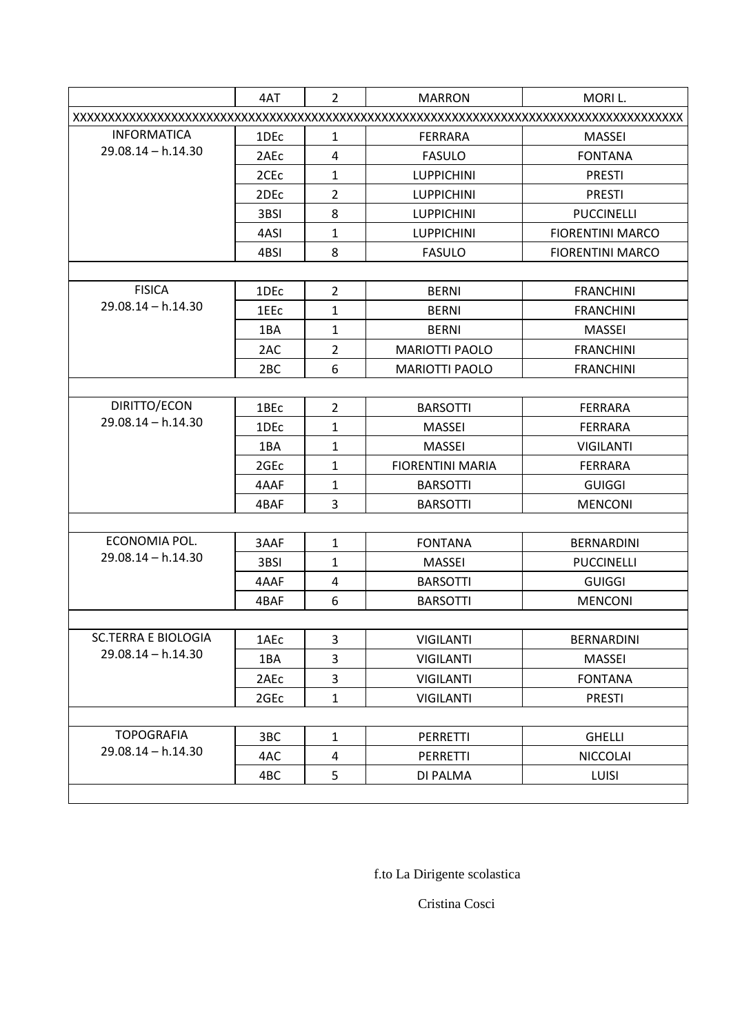| | | | | |
|---|---|---|---|---|
| | 4AT | 2 | MARRON | MORI L. |
| XXXXXXXXXXXXXXXXXXXXXXXXXXXXXXXXXXXXXXXXXXXXXXXXXXXXXXXXXXXXXXXXXXXXXXXXXXXXXXXXXX | | | | |
| INFORMATICA<br>29.08.14 – h.14.30 | 1DEc | 1 | FERRARA | MASSEI |
| | 2AEc | 4 | FASULO | FONTANA |
| | 2CEc | 1 | LUPPICHINI | PRESTI |
| | 2DEc | 2 | LUPPICHINI | PRESTI |
| | 3BSI | 8 | LUPPICHINI | PUCCINELLI |
| | 4ASI | 1 | LUPPICHINI | FIORENTINI MARCO |
| | 4BSI | 8 | FASULO | FIORENTINI MARCO |
| | | | | |
| FISICA<br>29.08.14 – h.14.30 | 1DEc | 2 | BERNI | FRANCHINI |
| | 1EEc | 1 | BERNI | FRANCHINI |
| | 1BA | 1 | BERNI | MASSEI |
| | 2AC | 2 | MARIOTTI PAOLO | FRANCHINI |
| | 2BC | 6 | MARIOTTI PAOLO | FRANCHINI |
| | | | | |
| DIRITTO/ECON<br>29.08.14 – h.14.30 | 1BEc | 2 | BARSOTTI | FERRARA |
| | 1DEc | 1 | MASSEI | FERRARA |
| | 1BA | 1 | MASSEI | VIGILANTI |
| | 2GEc | 1 | FIORENTINI MARIA | FERRARA |
| | 4AAF | 1 | BARSOTTI | GUIGGI |
| | 4BAF | 3 | BARSOTTI | MENCONI |
| | | | | |
| ECONOMIA POL.<br>29.08.14 – h.14.30 | 3AAF | 1 | FONTANA | BERNARDINI |
| | 3BSI | 1 | MASSEI | PUCCINELLI |
| | 4AAF | 4 | BARSOTTI | GUIGGI |
| | 4BAF | 6 | BARSOTTI | MENCONI |
| | | | | |
| SC.TERRA E BIOLOGIA<br>29.08.14 – h.14.30 | 1AEc | 3 | VIGILANTI | BERNARDINI |
| | 1BA | 3 | VIGILANTI | MASSEI |
| | 2AEc | 3 | VIGILANTI | FONTANA |
| | 2GEc | 1 | VIGILANTI | PRESTI |
| | | | | |
| TOPOGRAFIA<br>29.08.14 – h.14.30 | 3BC | 1 | PERRETTI | GHELLI |
| | 4AC | 4 | PERRETTI | NICCOLAI |
| | 4BC | 5 | DI PALMA | LUISI |
| | | | | |

f.to La Dirigente scolastica

Cristina Cosci